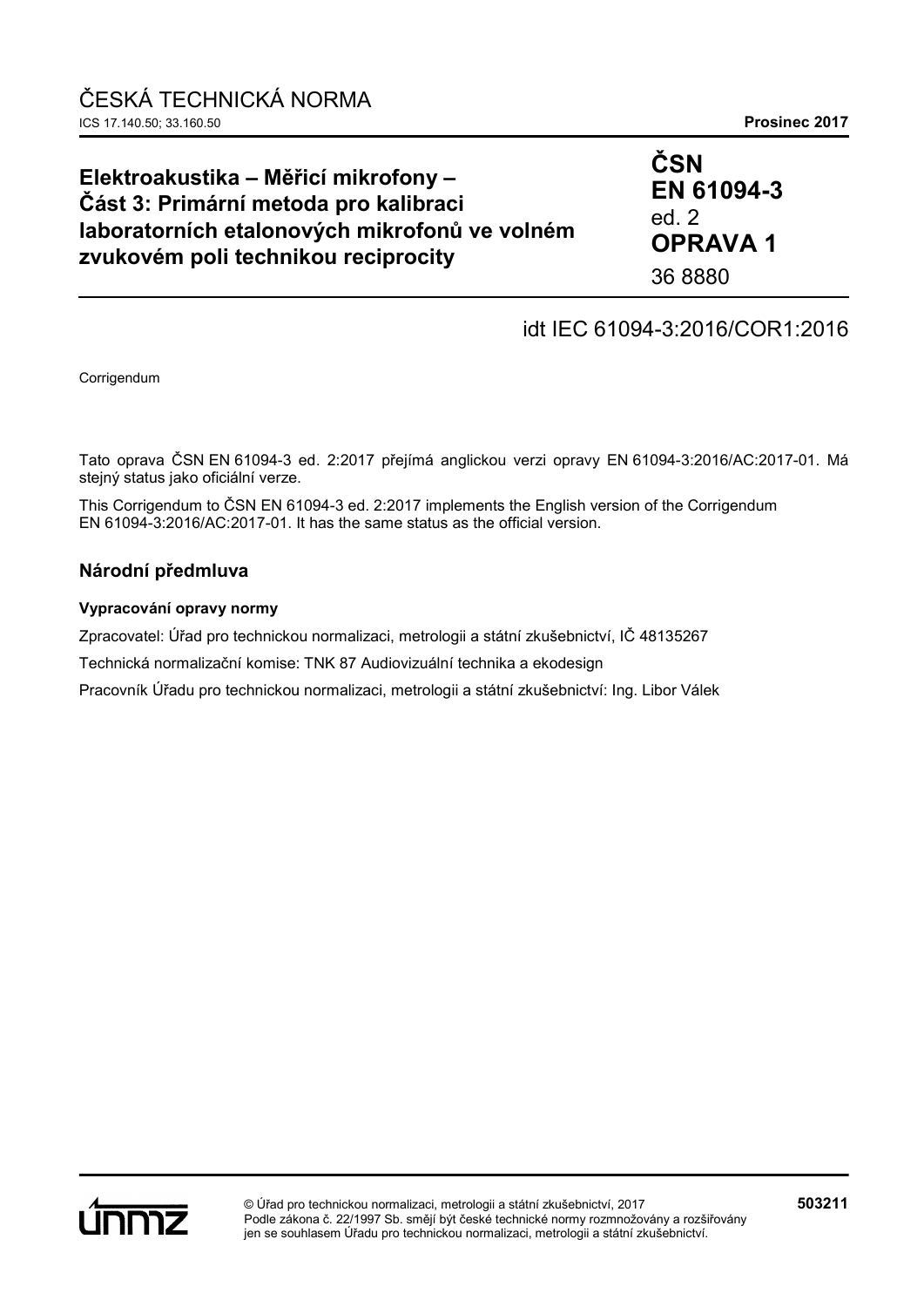ČESKÁ TECHNICKÁ NORMA

ICS 17.140.50; 33.160.50 **Prosinec 2017**

# Elektroakustika – Měřicí mikrofony – Část 3: Primární metoda pro kalibraci laboratorních etalonových mikrofonů ve volném zvukovém poli technikou reciprocity

**ČSN**
**EN 61094-3**
ed. 2
**OPRAVA 1**
36 8880

idt IEC 61094-3:2016/COR1:2016

Corrigendum

Tato oprava ČSN EN 61094-3 ed. 2:2017 přejímá anglickou verzi opravy EN 61094-3:2016/AC:2017-01. Má stejný status jako oficiální verze.

This Corrigendum to ČSN EN 61094-3 ed. 2:2017 implements the English version of the Corrigendum EN 61094-3:2016/AC:2017-01. It has the same status as the official version.

## Národní předmluva

### Vypracování opravy normy

Zpracovatel: Úřad pro technickou normalizaci, metrologii a státní zkušebnictví, IČ 48135267

Technická normalizační komise: TNK 87 Audiovizuální technika a ekodesign

Pracovník Úřadu pro technickou normalizaci, metrologii a státní zkušebnictví: Ing. Libor Válek

© Úřad pro technickou normalizaci, metrologii a státní zkušebnictví, 2017
Podle zákona č. 22/1997 Sb. smějí být české technické normy rozmnožovány a rozšiřovány jen se souhlasem Úřadu pro technickou normalizaci, metrologii a státní zkušebnictví.

**503211**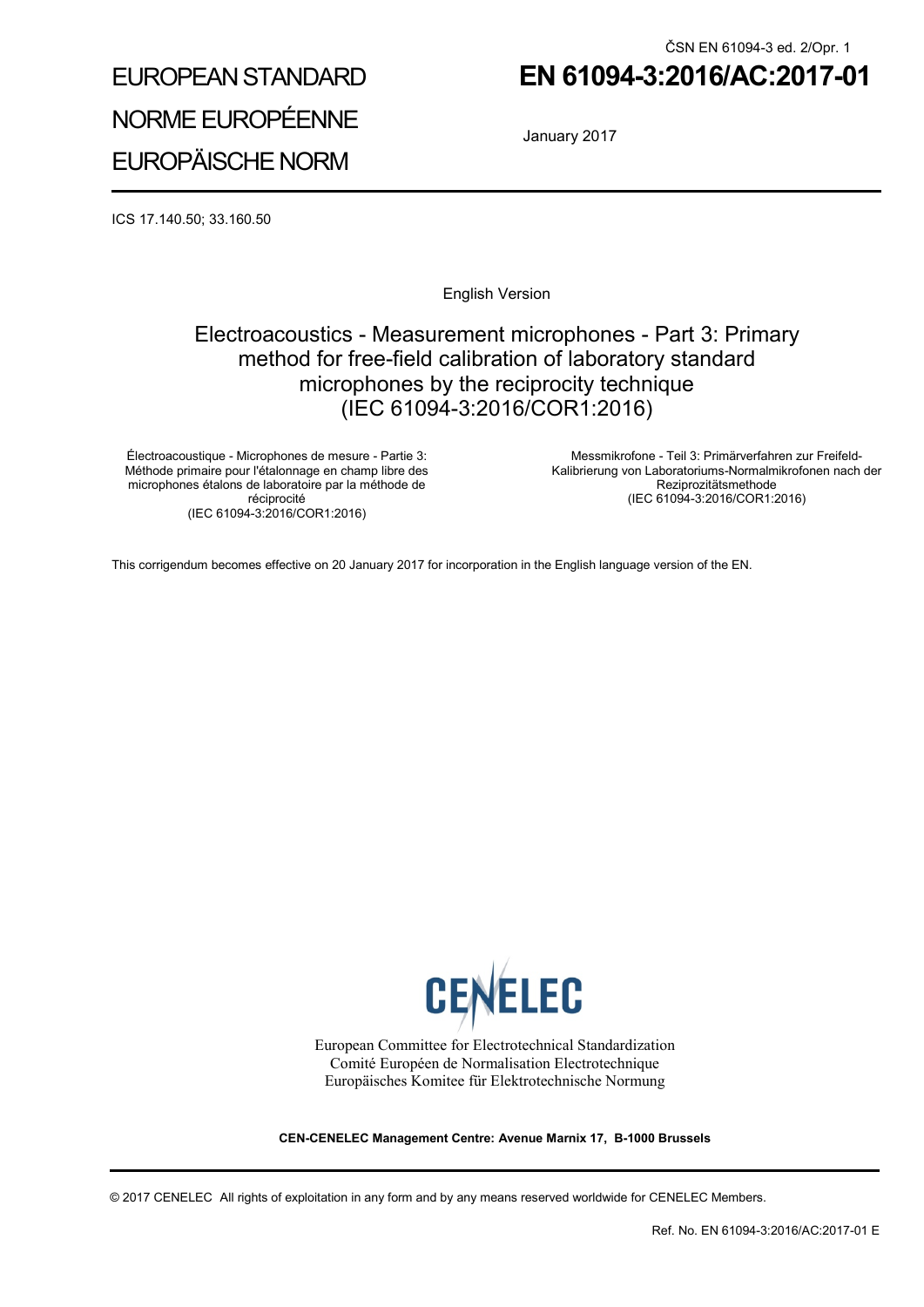ČSN EN 61094-3 ed. 2/Opr. 1

# EUROPEAN STANDARD
# NORME EUROPÉENNE
# EUROPÄISCHE NORM

# EN 61094-3:2016/AC:2017-01

January 2017

ICS 17.140.50; 33.160.50

English Version

## Electroacoustics - Measurement microphones - Part 3: Primary method for free-field calibration of laboratory standard microphones by the reciprocity technique (IEC 61094-3:2016/COR1:2016)

Électroacoustique - Microphones de mesure - Partie 3: Méthode primaire pour l'étalonnage en champ libre des microphones étalons de laboratoire par la méthode de réciprocité
(IEC 61094-3:2016/COR1:2016)

Messmikrofone - Teil 3: Primärverfahren zur Freifeld-Kalibrierung von Laboratoriums-Normalmikrofonen nach der Reziprozitätsmethode
(IEC 61094-3:2016/COR1:2016)

This corrigendum becomes effective on 20 January 2017 for incorporation in the English language version of the EN.

CENELEC

European Committee for Electrotechnical Standardization
Comité Européen de Normalisation Electrotechnique
Europäisches Komitee für Elektrotechnische Normung

**CEN-CENELEC Management Centre: Avenue Marnix 17, B-1000 Brussels**

© 2017 CENELEC All rights of exploitation in any form and by any means reserved worldwide for CENELEC Members.

Ref. No. EN 61094-3:2016/AC:2017-01 E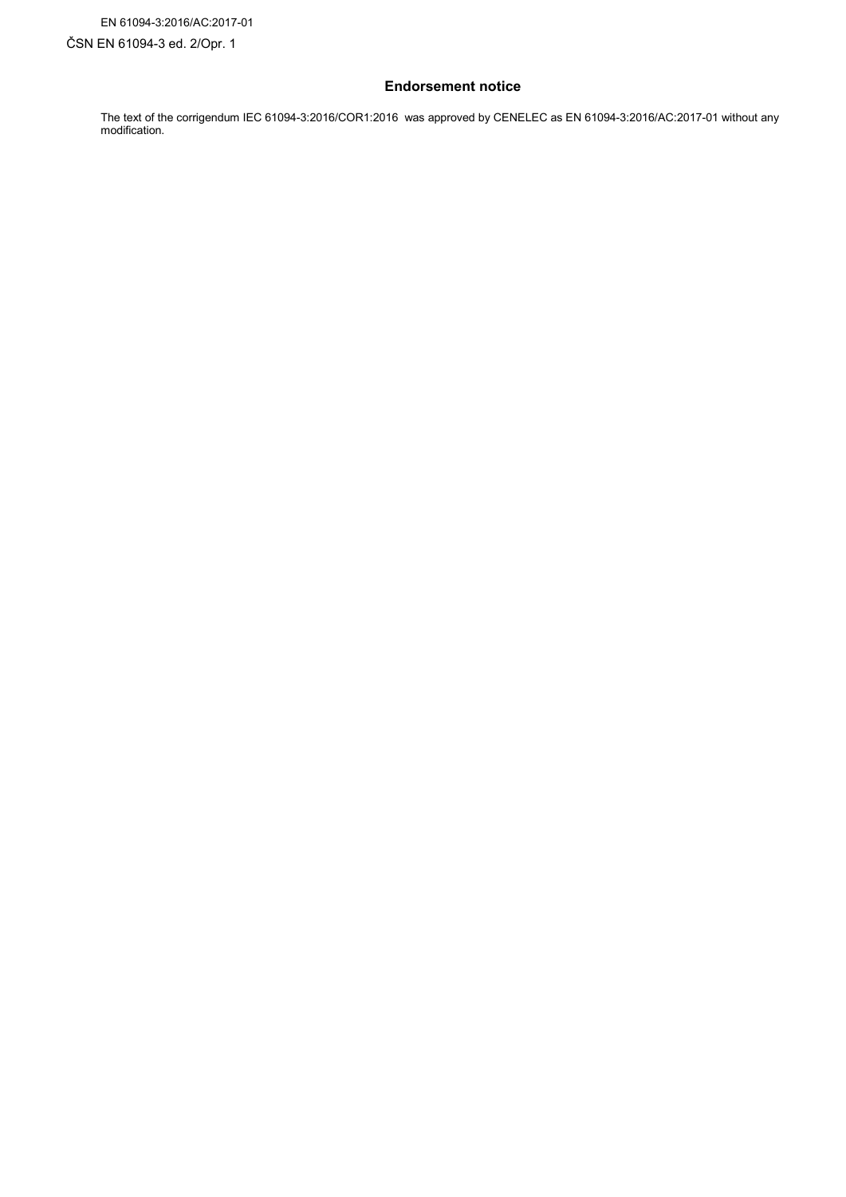EN 61094-3:2016/AC:2017-01

ČSN EN 61094-3 ed. 2/Opr. 1

## Endorsement notice

The text of the corrigendum IEC 61094-3:2016/COR1:2016 was approved by CENELEC as EN 61094-3:2016/AC:2017-01 without any modification.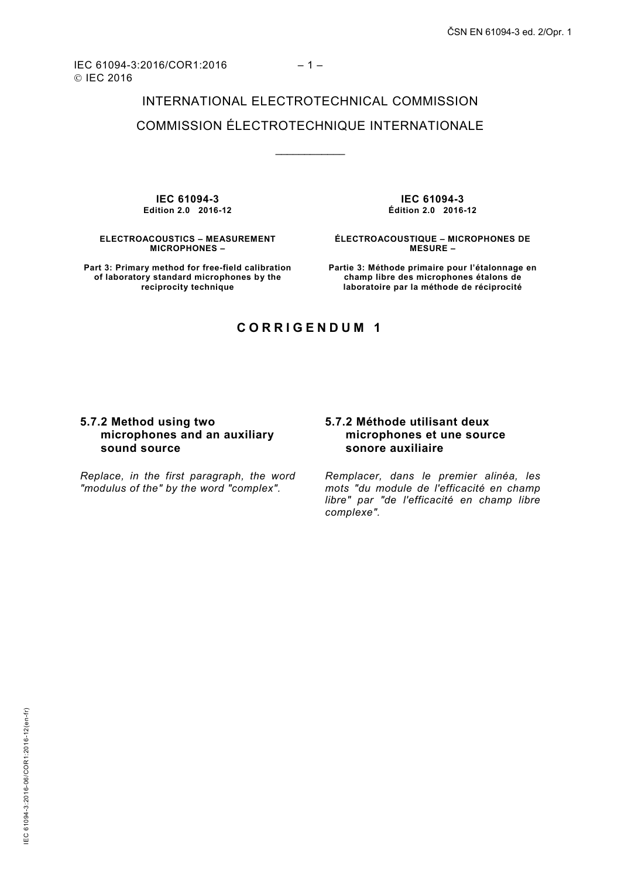INTERNATIONAL ELECTROTECHNICAL COMMISSION

COMMISSION ÉLECTROTECHNIQUE INTERNATIONALE

---

**IEC 61094-3**
**Edition 2.0 2016-12**

**ELECTROACOUSTICS – MEASUREMENT MICROPHONES –**

**Part 3: Primary method for free-field calibration of laboratory standard microphones by the reciprocity technique**

**IEC 61094-3**
**Édition 2.0 2016-12**

**ÉLECTROACOUSTIQUE – MICROPHONES DE MESURE –**

**Partie 3: Méthode primaire pour l'étalonnage en champ libre des microphones étalons de laboratoire par la méthode de réciprocité**

# CORRIGENDUM 1

### 5.7.2 Method using two microphones and an auxiliary sound source

*Replace, in the first paragraph, the word "modulus of the" by the word "complex".*

### 5.7.2 Méthode utilisant deux microphones et une source sonore auxiliaire

*Remplacer, dans le premier alinéa, les mots "du module de l'efficacité en champ libre" par "de l'efficacité en champ libre complexe".*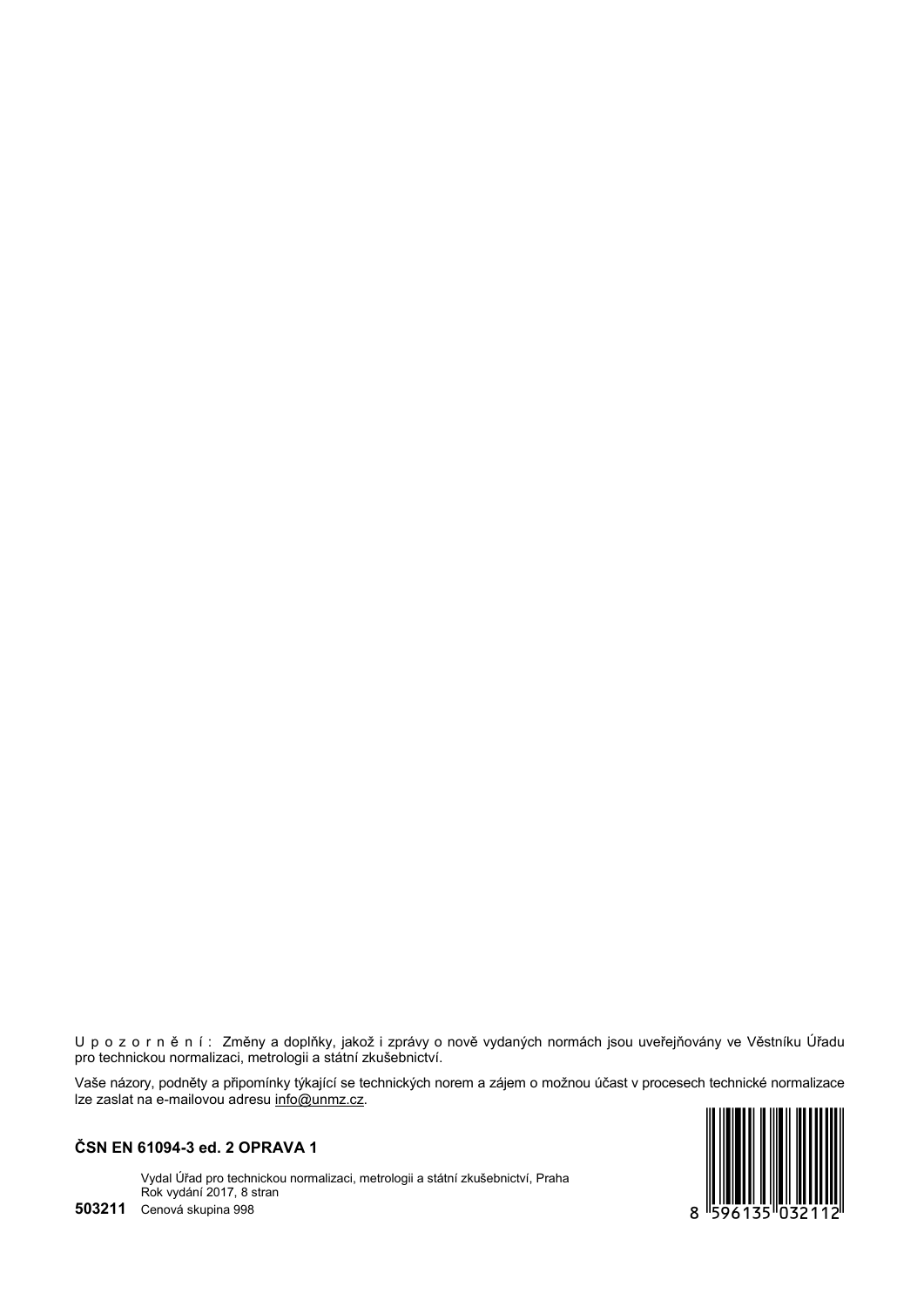U p o z o r n ě n í : Změny a doplňky, jakož i zprávy o nově vydaných normách jsou uveřejňovány ve Věstníku Úřadu pro technickou normalizaci, metrologii a státní zkušebnictví.

Vaše názory, podněty a připomínky týkající se technických norem a zájem o možnou účast v procesech technické normalizace lze zaslat na e-mailovou adresu info@unmz.cz.

**ČSN EN 61094-3 ed. 2 OPRAVA 1**

Vydal Úřad pro technickou normalizaci, metrologii a státní zkušebnictví, Praha
Rok vydání 2017, 8 stran

**503211** Cenová skupina 998

8 596135 032112